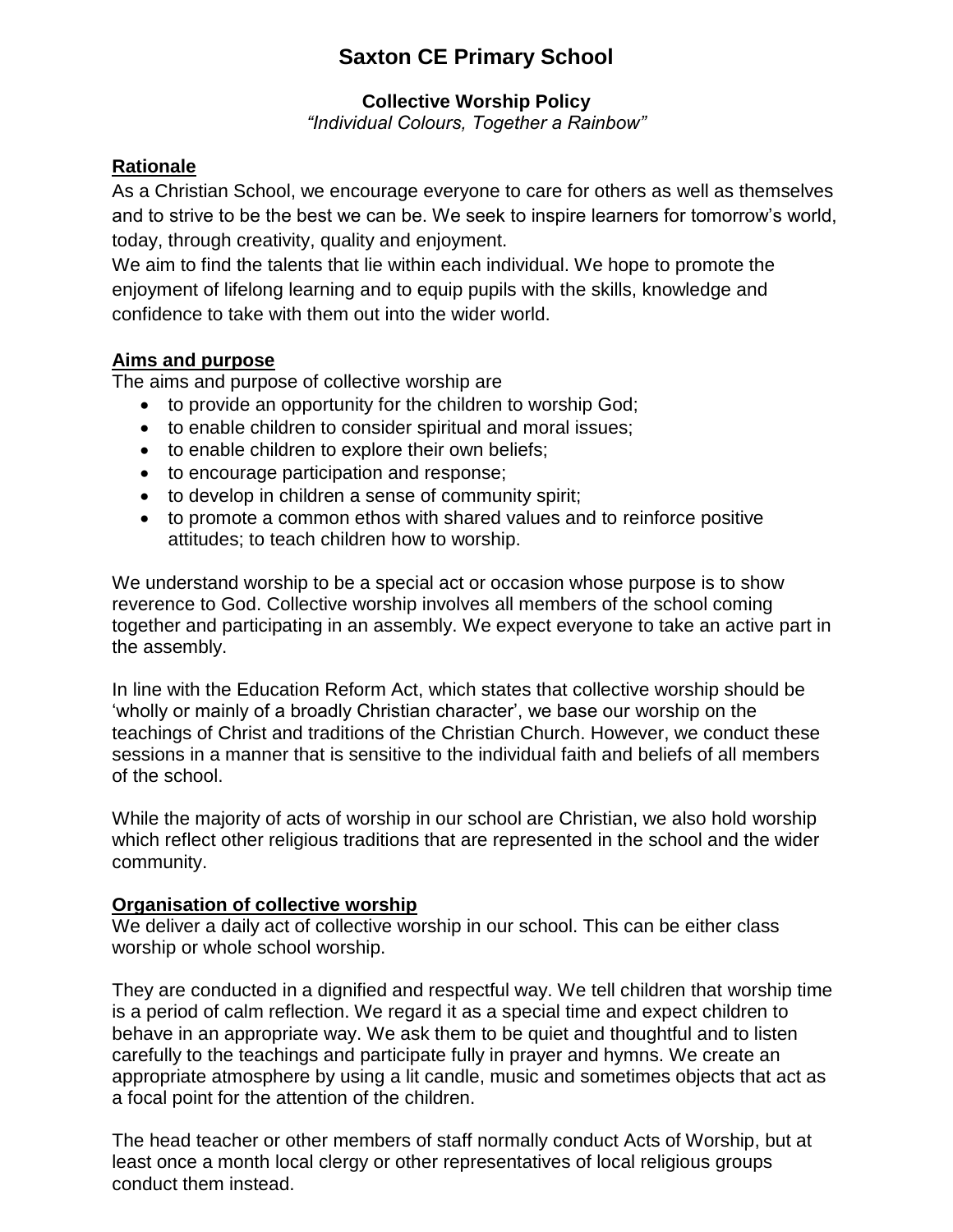# Saxton CE Primary School

**Collective Worship Policy**

*"Individual Colours, Together a Rainbow"*

## Rationale

As a Christian School, we encourage everyone to care for others as well as themselves and to strive to be the best we can be. We seek to inspire learners for tomorrow's world, today, through creativity, quality and enjoyment.

We aim to find the talents that lie within each individual. We hope to promote the enjoyment of lifelong learning and to equip pupils with the skills, knowledge and confidence to take with them out into the wider world.

## Aims and purpose

The aims and purpose of collective worship are

- to provide an opportunity for the children to worship God;
- to enable children to consider spiritual and moral issues;
- to enable children to explore their own beliefs;
- to encourage participation and response;
- to develop in children a sense of community spirit;
- to promote a common ethos with shared values and to reinforce positive attitudes; to teach children how to worship.

We understand worship to be a special act or occasion whose purpose is to show reverence to God. Collective worship involves all members of the school coming together and participating in an assembly. We expect everyone to take an active part in the assembly.

In line with the Education Reform Act, which states that collective worship should be 'wholly or mainly of a broadly Christian character', we base our worship on the teachings of Christ and traditions of the Christian Church. However, we conduct these sessions in a manner that is sensitive to the individual faith and beliefs of all members of the school.

While the majority of acts of worship in our school are Christian, we also hold worship which reflect other religious traditions that are represented in the school and the wider community.

## Organisation of collective worship

We deliver a daily act of collective worship in our school. This can be either class worship or whole school worship.

They are conducted in a dignified and respectful way. We tell children that worship time is a period of calm reflection. We regard it as a special time and expect children to behave in an appropriate way. We ask them to be quiet and thoughtful and to listen carefully to the teachings and participate fully in prayer and hymns. We create an appropriate atmosphere by using a lit candle, music and sometimes objects that act as a focal point for the attention of the children.

The head teacher or other members of staff normally conduct Acts of Worship, but at least once a month local clergy or other representatives of local religious groups conduct them instead.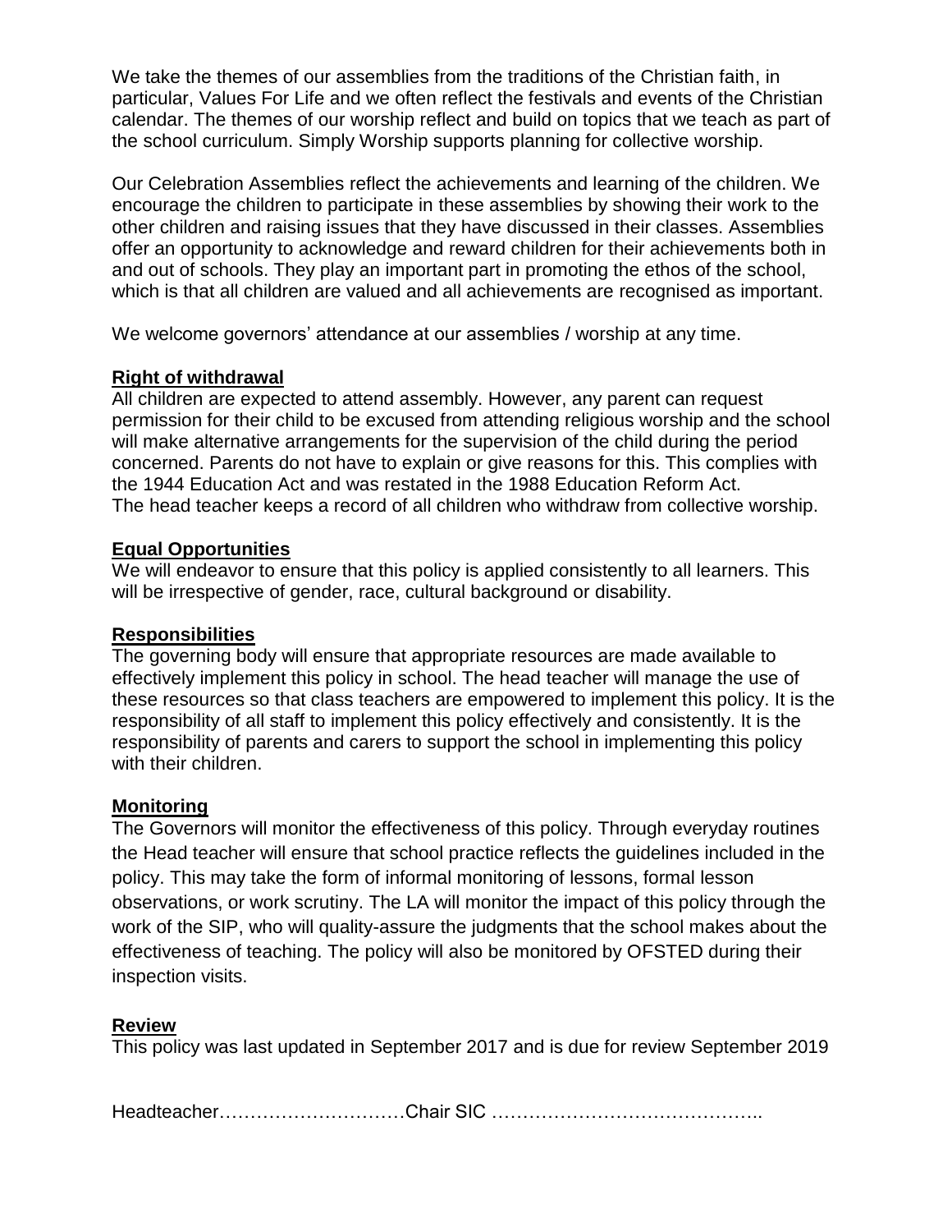We take the themes of our assemblies from the traditions of the Christian faith, in particular, Values For Life and we often reflect the festivals and events of the Christian calendar. The themes of our worship reflect and build on topics that we teach as part of the school curriculum. Simply Worship supports planning for collective worship.

Our Celebration Assemblies reflect the achievements and learning of the children. We encourage the children to participate in these assemblies by showing their work to the other children and raising issues that they have discussed in their classes. Assemblies offer an opportunity to acknowledge and reward children for their achievements both in and out of schools. They play an important part in promoting the ethos of the school, which is that all children are valued and all achievements are recognised as important.

We welcome governors' attendance at our assemblies / worship at any time.

## Right of withdrawal

All children are expected to attend assembly. However, any parent can request permission for their child to be excused from attending religious worship and the school will make alternative arrangements for the supervision of the child during the period concerned. Parents do not have to explain or give reasons for this. This complies with the 1944 Education Act and was restated in the 1988 Education Reform Act.
The head teacher keeps a record of all children who withdraw from collective worship.

## Equal Opportunities

We will endeavor to ensure that this policy is applied consistently to all learners. This will be irrespective of gender, race, cultural background or disability.

## Responsibilities

The governing body will ensure that appropriate resources are made available to effectively implement this policy in school. The head teacher will manage the use of these resources so that class teachers are empowered to implement this policy. It is the responsibility of all staff to implement this policy effectively and consistently. It is the responsibility of parents and carers to support the school in implementing this policy with their children.

## Monitoring

The Governors will monitor the effectiveness of this policy. Through everyday routines the Head teacher will ensure that school practice reflects the guidelines included in the policy. This may take the form of informal monitoring of lessons, formal lesson observations, or work scrutiny. The LA will monitor the impact of this policy through the work of the SIP, who will quality-assure the judgments that the school makes about the effectiveness of teaching. The policy will also be monitored by OFSTED during their inspection visits.

## Review

This policy was last updated in September 2017 and is due for review September 2019

Headteacher…………………………Chair SIC ……………………………………..